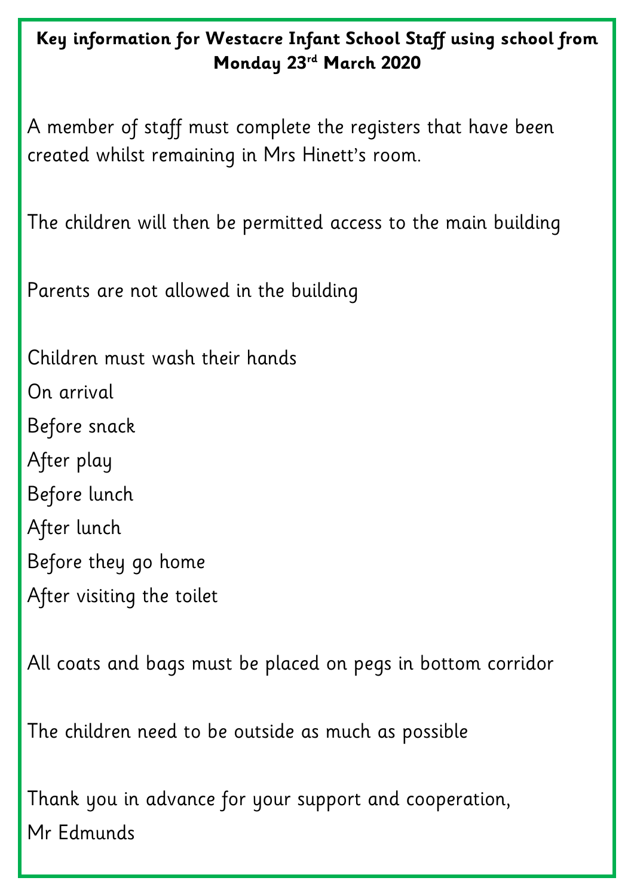**Key information for Westacre Infant School Staff using school from Monday 23rd March 2020**

A member of staff must complete the registers that have been created whilst remaining in Mrs Hinett's room.

The children will then be permitted access to the main building

Parents are not allowed in the building

Children must wash their hands

On arrival

Before snack

After play

Before lunch

After lunch

Before they go home

After visiting the toilet

All coats and bags must be placed on pegs in bottom corridor

The children need to be outside as much as possible

Thank you in advance for your support and cooperation,

Mr Edmunds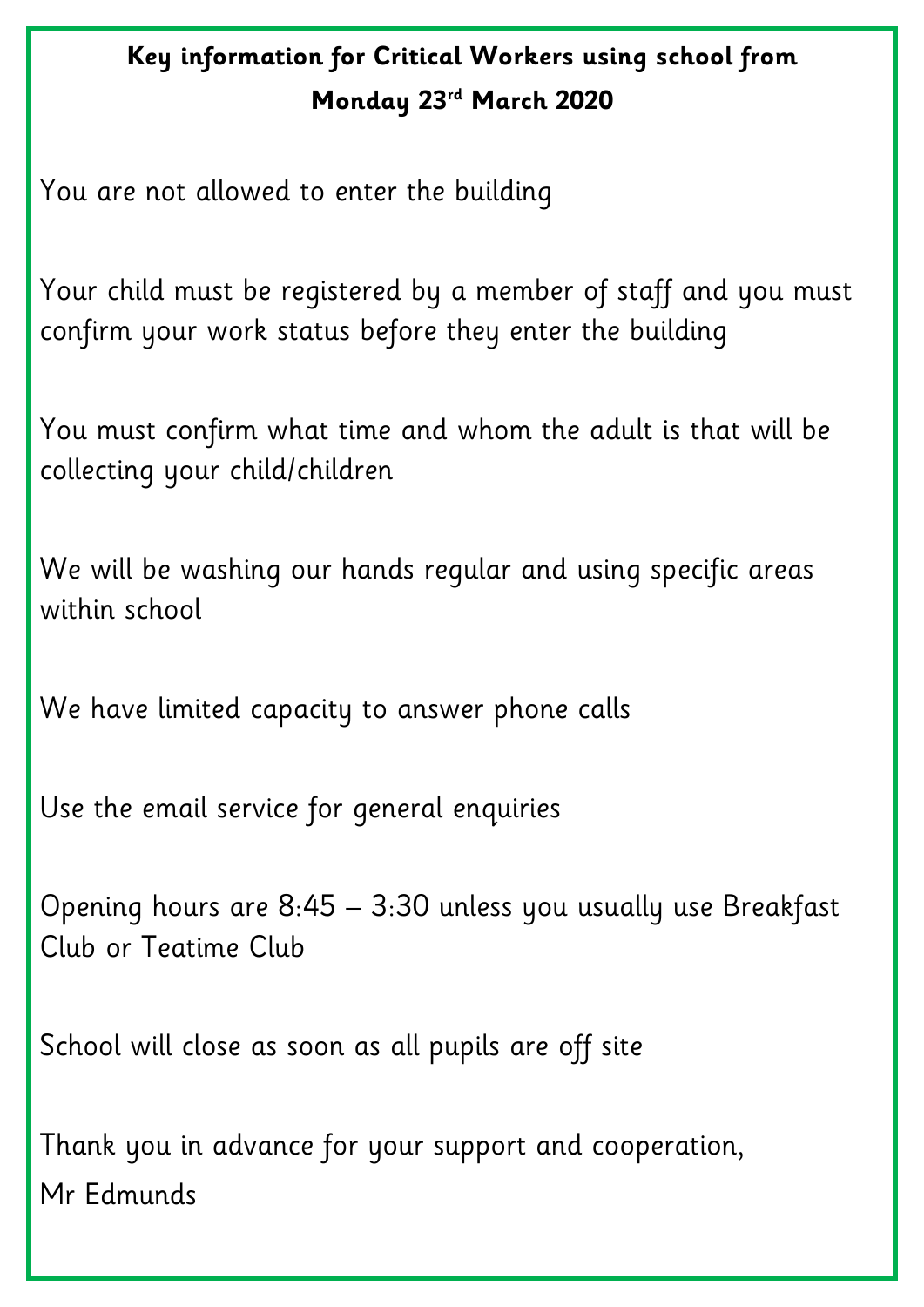**Key information for Critical Workers using school from Monday 23rd March 2020**

You are not allowed to enter the building

Your child must be registered by a member of staff and you must confirm your work status before they enter the building

You must confirm what time and whom the adult is that will be collecting your child/children

We will be washing our hands regular and using specific areas within school

We have limited capacity to answer phone calls

Use the email service for general enquiries

Opening hours are 8:45 – 3:30 unless you usually use Breakfast Club or Teatime Club

School will close as soon as all pupils are off site

Thank you in advance for your support and cooperation,
Mr Edmunds